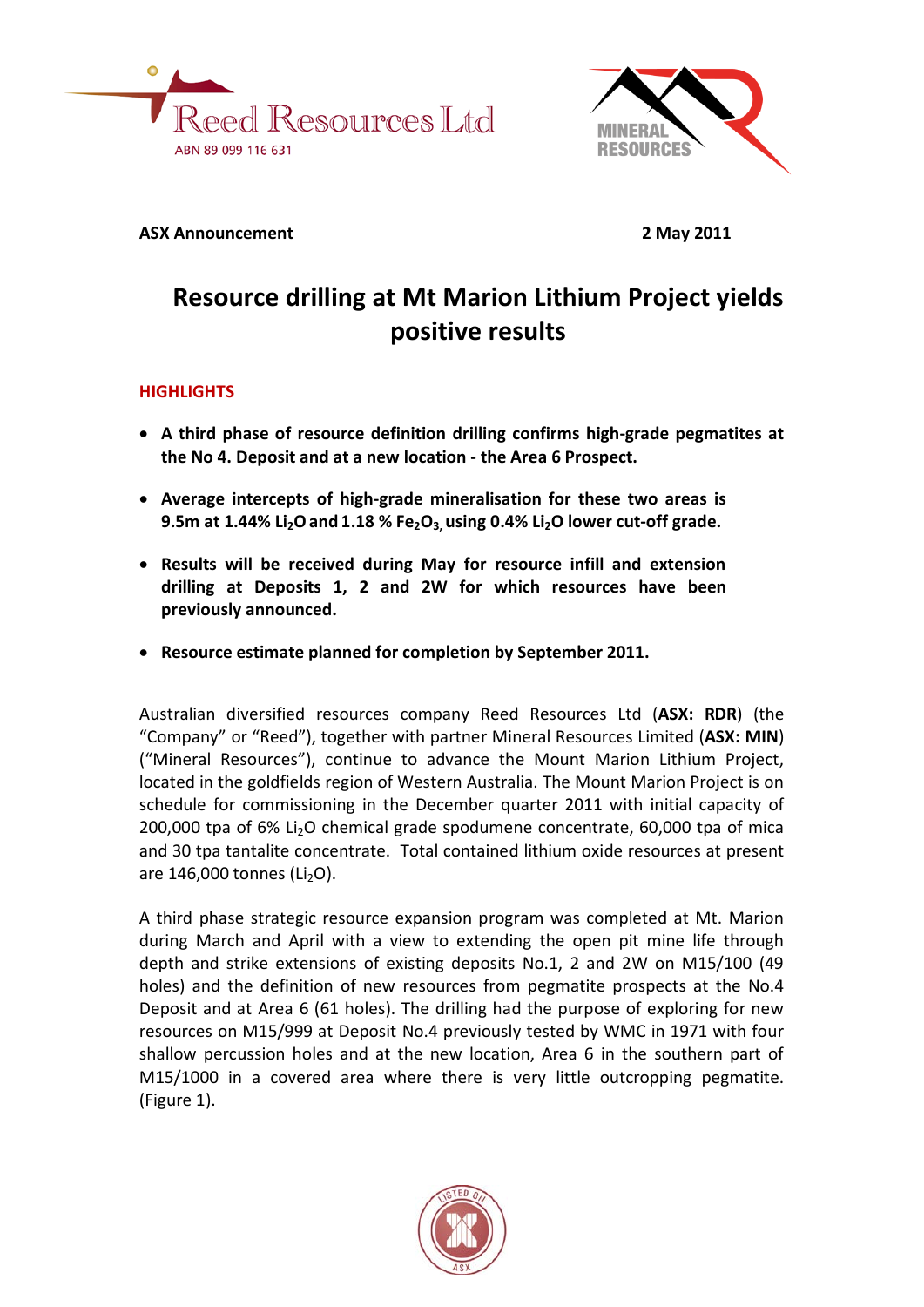Reed Resources Ltd
ABN 89 099 116 631

MINERAL RESOURCES

**ASX Announcement** **2 May 2011**

# Resource drilling at Mt Marion Lithium Project yields positive results

## HIGHLIGHTS

- **A third phase of resource definition drilling confirms high-grade pegmatites at the No 4. Deposit and at a new location - the Area 6 Prospect.**
- **Average intercepts of high-grade mineralisation for these two areas is 9.5m at 1.44% $Li_2O$ and 1.18 % $Fe_2O_3$, using 0.4% $Li_2O$ lower cut-off grade.**
- **Results will be received during May for resource infill and extension drilling at Deposits 1, 2 and 2W for which resources have been previously announced.**
- **Resource estimate planned for completion by September 2011.**

Australian diversified resources company Reed Resources Ltd (**ASX: RDR**) (the "Company" or "Reed"), together with partner Mineral Resources Limited (**ASX: MIN**) ("Mineral Resources"), continue to advance the Mount Marion Lithium Project, located in the goldfields region of Western Australia. The Mount Marion Project is on schedule for commissioning in the December quarter 2011 with initial capacity of 200,000 tpa of 6% $Li_2O$ chemical grade spodumene concentrate, 60,000 tpa of mica and 30 tpa tantalite concentrate. Total contained lithium oxide resources at present are 146,000 tonnes ($Li_2O$).

A third phase strategic resource expansion program was completed at Mt. Marion during March and April with a view to extending the open pit mine life through depth and strike extensions of existing deposits No.1, 2 and 2W on M15/100 (49 holes) and the definition of new resources from pegmatite prospects at the No.4 Deposit and at Area 6 (61 holes). The drilling had the purpose of exploring for new resources on M15/999 at Deposit No.4 previously tested by WMC in 1971 with four shallow percussion holes and at the new location, Area 6 in the southern part of M15/1000 in a covered area where there is very little outcropping pegmatite. (Figure 1).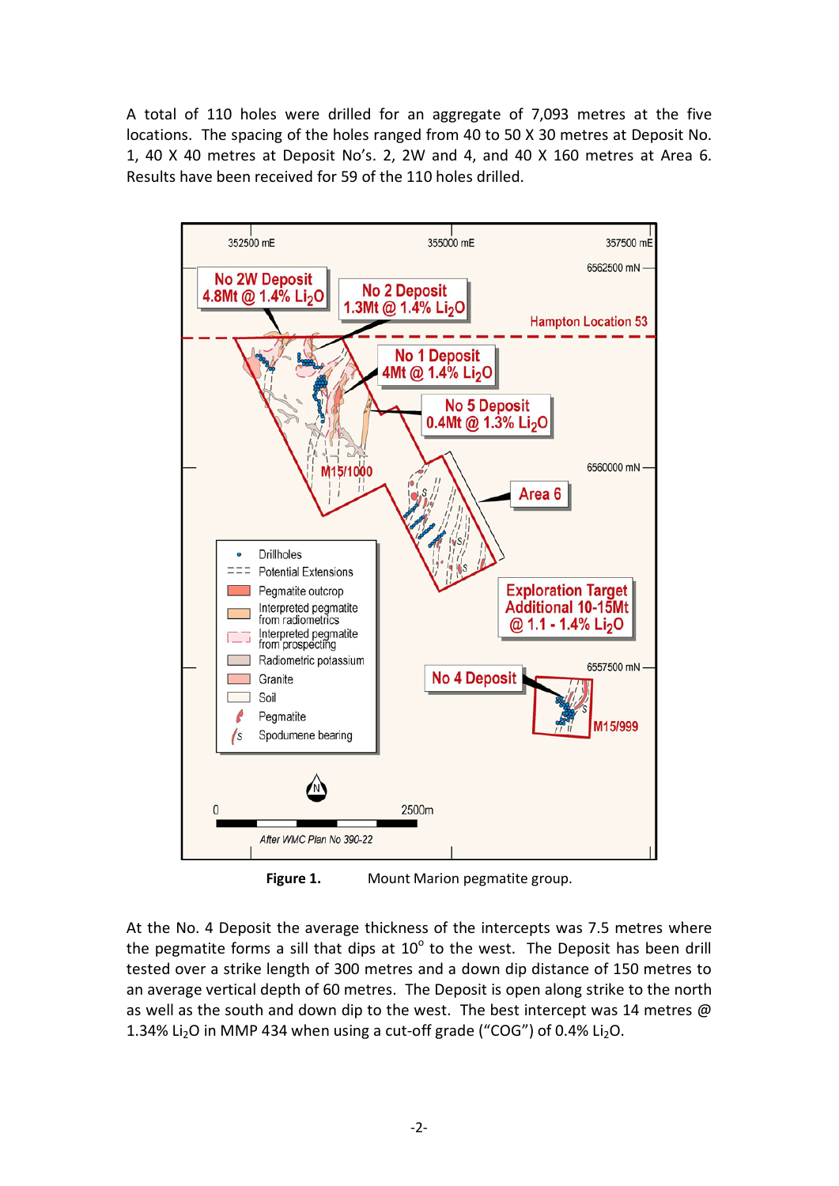A total of 110 holes were drilled for an aggregate of 7,093 metres at the five locations. The spacing of the holes ranged from 40 to 50 X 30 metres at Deposit No. 1, 40 X 40 metres at Deposit No's. 2, 2W and 4, and 40 X 160 metres at Area 6. Results have been received for 59 of the 110 holes drilled.

**Figure 1.** Mount Marion pegmatite group.

At the No. 4 Deposit the average thickness of the intercepts was 7.5 metres where the pegmatite forms a sill that dips at 10° to the west. The Deposit has been drill tested over a strike length of 300 metres and a down dip distance of 150 metres to an average vertical depth of 60 metres. The Deposit is open along strike to the north as well as the south and down dip to the west. The best intercept was 14 metres @ 1.34% $Li_2O$ in MMP 434 when using a cut-off grade ("COG") of 0.4% $Li_2O$.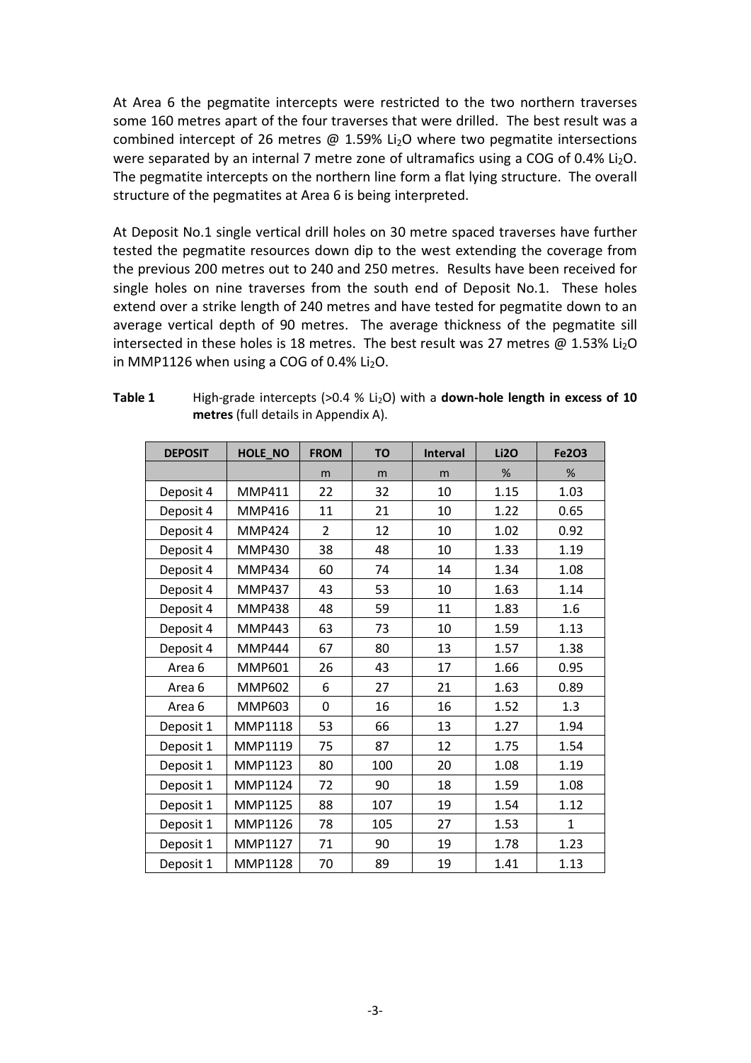At Area 6 the pegmatite intercepts were restricted to the two northern traverses some 160 metres apart of the four traverses that were drilled. The best result was a combined intercept of 26 metres @ 1.59% $Li_2O$ where two pegmatite intersections were separated by an internal 7 metre zone of ultramafics using a COG of 0.4% $Li_2O$. The pegmatite intercepts on the northern line form a flat lying structure. The overall structure of the pegmatites at Area 6 is being interpreted.

At Deposit No.1 single vertical drill holes on 30 metre spaced traverses have further tested the pegmatite resources down dip to the west extending the coverage from the previous 200 metres out to 240 and 250 metres. Results have been received for single holes on nine traverses from the south end of Deposit No.1. These holes extend over a strike length of 240 metres and have tested for pegmatite down to an average vertical depth of 90 metres. The average thickness of the pegmatite sill intersected in these holes is 18 metres. The best result was 27 metres @ 1.53% $Li_2O$ in MMP1126 when using a COG of 0.4% $Li_2O$.

**Table 1** High-grade intercepts (>0.4 % $Li_2O$) with a **down-hole length in excess of 10 metres** (full details in Appendix A).

| DEPOSIT | HOLE_NO | FROM | TO | Interval | Li2O | Fe2O3 |
|---|---|---|---|---|---|---|
| | | m | m | m | % | % |
| Deposit 4 | MMP411 | 22 | 32 | 10 | 1.15 | 1.03 |
| Deposit 4 | MMP416 | 11 | 21 | 10 | 1.22 | 0.65 |
| Deposit 4 | MMP424 | 2 | 12 | 10 | 1.02 | 0.92 |
| Deposit 4 | MMP430 | 38 | 48 | 10 | 1.33 | 1.19 |
| Deposit 4 | MMP434 | 60 | 74 | 14 | 1.34 | 1.08 |
| Deposit 4 | MMP437 | 43 | 53 | 10 | 1.63 | 1.14 |
| Deposit 4 | MMP438 | 48 | 59 | 11 | 1.83 | 1.6 |
| Deposit 4 | MMP443 | 63 | 73 | 10 | 1.59 | 1.13 |
| Deposit 4 | MMP444 | 67 | 80 | 13 | 1.57 | 1.38 |
| Area 6 | MMP601 | 26 | 43 | 17 | 1.66 | 0.95 |
| Area 6 | MMP602 | 6 | 27 | 21 | 1.63 | 0.89 |
| Area 6 | MMP603 | 0 | 16 | 16 | 1.52 | 1.3 |
| Deposit 1 | MMP1118 | 53 | 66 | 13 | 1.27 | 1.94 |
| Deposit 1 | MMP1119 | 75 | 87 | 12 | 1.75 | 1.54 |
| Deposit 1 | MMP1123 | 80 | 100 | 20 | 1.08 | 1.19 |
| Deposit 1 | MMP1124 | 72 | 90 | 18 | 1.59 | 1.08 |
| Deposit 1 | MMP1125 | 88 | 107 | 19 | 1.54 | 1.12 |
| Deposit 1 | MMP1126 | 78 | 105 | 27 | 1.53 | 1 |
| Deposit 1 | MMP1127 | 71 | 90 | 19 | 1.78 | 1.23 |
| Deposit 1 | MMP1128 | 70 | 89 | 19 | 1.41 | 1.13 |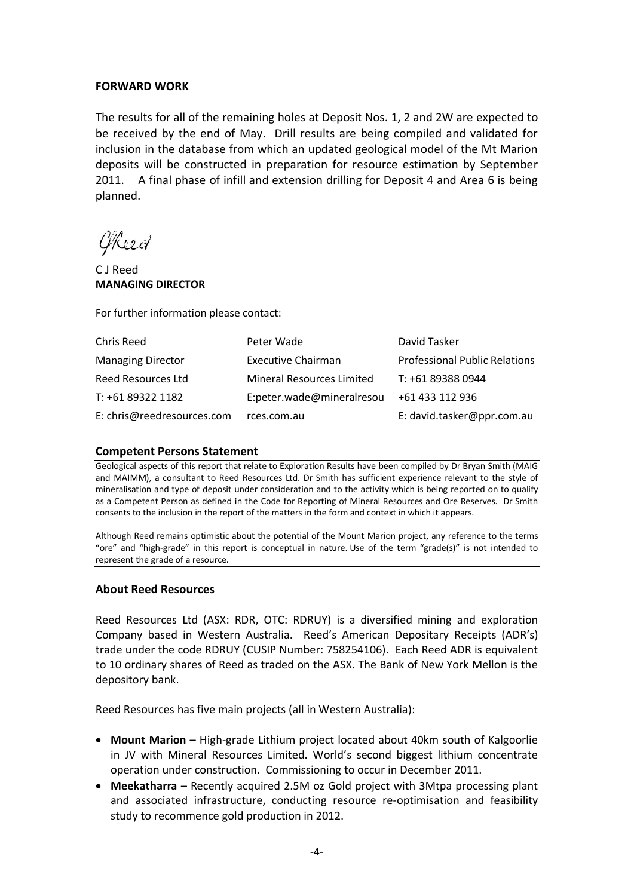## FORWARD WORK

The results for all of the remaining holes at Deposit Nos. 1, 2 and 2W are expected to be received by the end of May. Drill results are being compiled and validated for inclusion in the database from which an updated geological model of the Mt Marion deposits will be constructed in preparation for resource estimation by September 2011. A final phase of infill and extension drilling for Deposit 4 and Area 6 is being planned.

C J Reed
**MANAGING DIRECTOR**

For further information please contact:

| Chris Reed | Peter Wade | David Tasker |
|---|---|---|
| Managing Director | Executive Chairman | Professional Public Relations |
| Reed Resources Ltd | Mineral Resources Limited | T: +61 89388 0944 |
| T: +61 89322 1182 | E:peter.wade@mineralresources.com.au | +61 433 112 936 |
| E: chris@reedresources.com | | E: david.tasker@ppr.com.au |

### Competent Persons Statement

Geological aspects of this report that relate to Exploration Results have been compiled by Dr Bryan Smith (MAIG and MAIMM), a consultant to Reed Resources Ltd. Dr Smith has sufficient experience relevant to the style of mineralisation and type of deposit under consideration and to the activity which is being reported on to qualify as a Competent Person as defined in the Code for Reporting of Mineral Resources and Ore Reserves. Dr Smith consents to the inclusion in the report of the matters in the form and context in which it appears.

Although Reed remains optimistic about the potential of the Mount Marion project, any reference to the terms "ore" and "high-grade" in this report is conceptual in nature. Use of the term "grade(s)" is not intended to represent the grade of a resource.

### About Reed Resources

Reed Resources Ltd (ASX: RDR, OTC: RDRUY) is a diversified mining and exploration Company based in Western Australia. Reed's American Depositary Receipts (ADR's) trade under the code RDRUY (CUSIP Number: 758254106). Each Reed ADR is equivalent to 10 ordinary shares of Reed as traded on the ASX. The Bank of New York Mellon is the depository bank.

Reed Resources has five main projects (all in Western Australia):

- **Mount Marion** – High-grade Lithium project located about 40km south of Kalgoorlie in JV with Mineral Resources Limited. World's second biggest lithium concentrate operation under construction. Commissioning to occur in December 2011.
- **Meekatharra** – Recently acquired 2.5M oz Gold project with 3Mtpa processing plant and associated infrastructure, conducting resource re-optimisation and feasibility study to recommence gold production in 2012.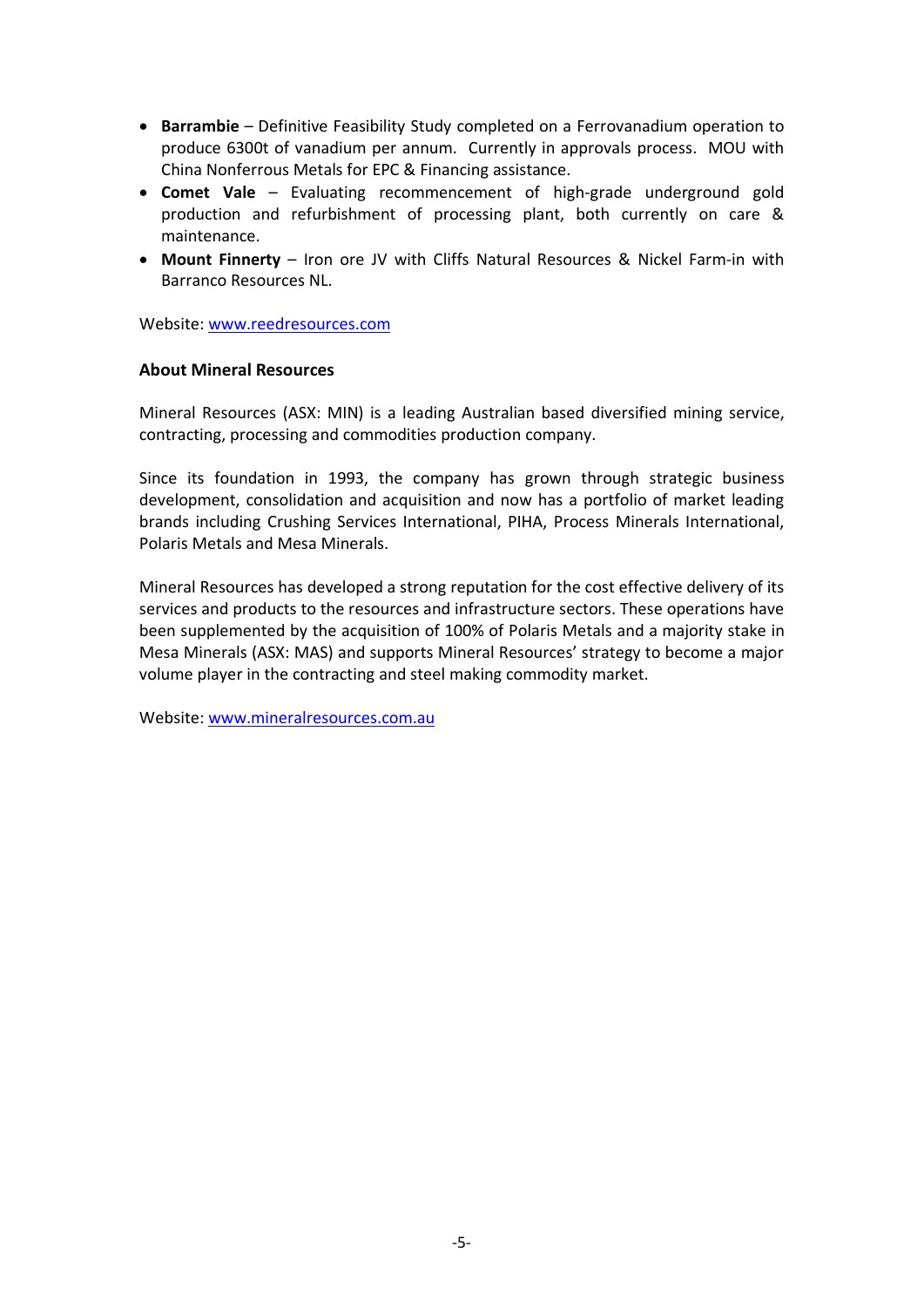- **Barrambie** – Definitive Feasibility Study completed on a Ferrovanadium operation to produce 6300t of vanadium per annum. Currently in approvals process. MOU with China Nonferrous Metals for EPC & Financing assistance.
- **Comet Vale** – Evaluating recommencement of high-grade underground gold production and refurbishment of processing plant, both currently on care & maintenance.
- **Mount Finnerty** – Iron ore JV with Cliffs Natural Resources & Nickel Farm-in with Barranco Resources NL.

Website: www.reedresources.com

**About Mineral Resources**

Mineral Resources (ASX: MIN) is a leading Australian based diversified mining service, contracting, processing and commodities production company.

Since its foundation in 1993, the company has grown through strategic business development, consolidation and acquisition and now has a portfolio of market leading brands including Crushing Services International, PIHA, Process Minerals International, Polaris Metals and Mesa Minerals.

Mineral Resources has developed a strong reputation for the cost effective delivery of its services and products to the resources and infrastructure sectors. These operations have been supplemented by the acquisition of 100% of Polaris Metals and a majority stake in Mesa Minerals (ASX: MAS) and supports Mineral Resources' strategy to become a major volume player in the contracting and steel making commodity market.

Website: www.mineralresources.com.au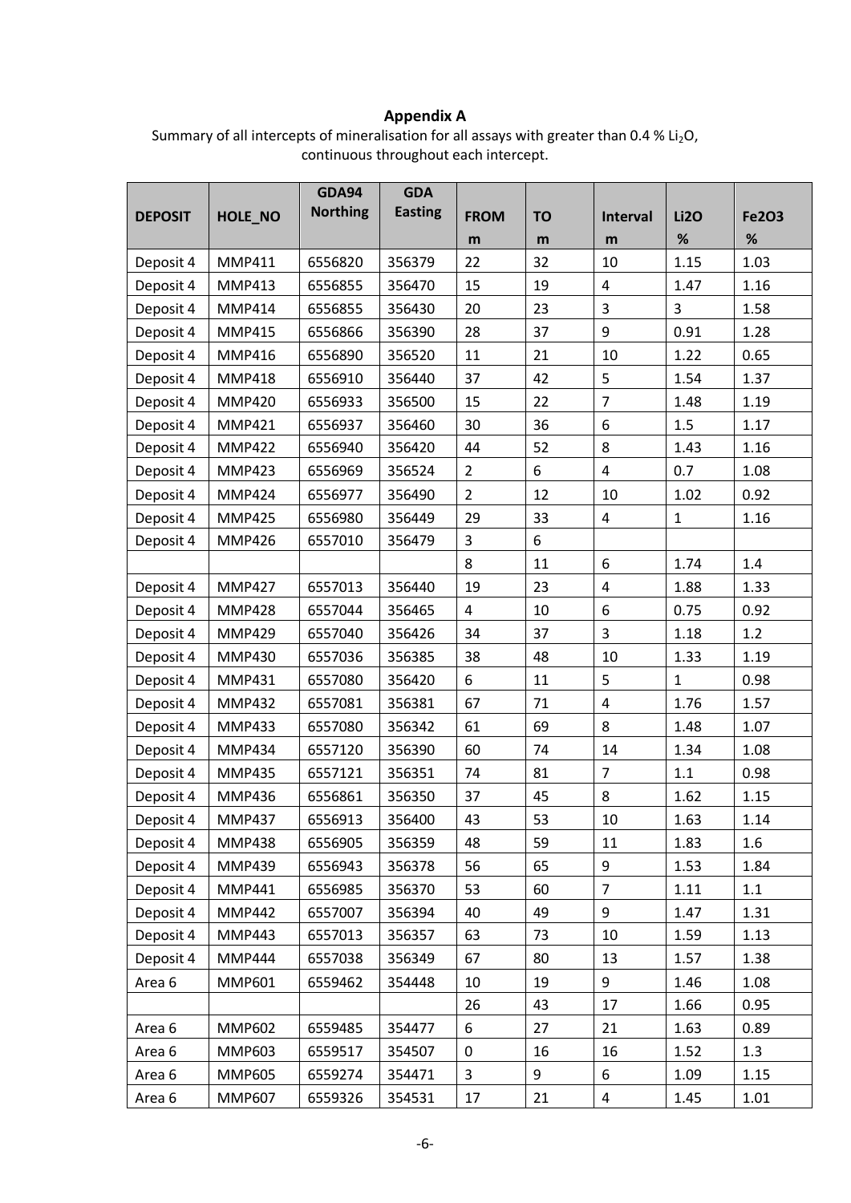**Appendix A**

Summary of all intercepts of mineralisation for all assays with greater than 0.4 % $Li_2O$, continuous throughout each intercept.

| DEPOSIT | HOLE_NO | GDA94 Northing | GDA Easting | FROM m | TO m | Interval m | Li2O % | Fe2O3 % |
|---|---|---|---|---|---|---|---|---|
| Deposit 4 | MMP411 | 6556820 | 356379 | 22 | 32 | 10 | 1.15 | 1.03 |
| Deposit 4 | MMP413 | 6556855 | 356470 | 15 | 19 | 4 | 1.47 | 1.16 |
| Deposit 4 | MMP414 | 6556855 | 356430 | 20 | 23 | 3 | 3 | 1.58 |
| Deposit 4 | MMP415 | 6556866 | 356390 | 28 | 37 | 9 | 0.91 | 1.28 |
| Deposit 4 | MMP416 | 6556890 | 356520 | 11 | 21 | 10 | 1.22 | 0.65 |
| Deposit 4 | MMP418 | 6556910 | 356440 | 37 | 42 | 5 | 1.54 | 1.37 |
| Deposit 4 | MMP420 | 6556933 | 356500 | 15 | 22 | 7 | 1.48 | 1.19 |
| Deposit 4 | MMP421 | 6556937 | 356460 | 30 | 36 | 6 | 1.5 | 1.17 |
| Deposit 4 | MMP422 | 6556940 | 356420 | 44 | 52 | 8 | 1.43 | 1.16 |
| Deposit 4 | MMP423 | 6556969 | 356524 | 2 | 6 | 4 | 0.7 | 1.08 |
| Deposit 4 | MMP424 | 6556977 | 356490 | 2 | 12 | 10 | 1.02 | 0.92 |
| Deposit 4 | MMP425 | 6556980 | 356449 | 29 | 33 | 4 | 1 | 1.16 |
| Deposit 4 | MMP426 | 6557010 | 356479 | 3 | 6 | | | |
| | | | | 8 | 11 | 6 | 1.74 | 1.4 |
| Deposit 4 | MMP427 | 6557013 | 356440 | 19 | 23 | 4 | 1.88 | 1.33 |
| Deposit 4 | MMP428 | 6557044 | 356465 | 4 | 10 | 6 | 0.75 | 0.92 |
| Deposit 4 | MMP429 | 6557040 | 356426 | 34 | 37 | 3 | 1.18 | 1.2 |
| Deposit 4 | MMP430 | 6557036 | 356385 | 38 | 48 | 10 | 1.33 | 1.19 |
| Deposit 4 | MMP431 | 6557080 | 356420 | 6 | 11 | 5 | 1 | 0.98 |
| Deposit 4 | MMP432 | 6557081 | 356381 | 67 | 71 | 4 | 1.76 | 1.57 |
| Deposit 4 | MMP433 | 6557080 | 356342 | 61 | 69 | 8 | 1.48 | 1.07 |
| Deposit 4 | MMP434 | 6557120 | 356390 | 60 | 74 | 14 | 1.34 | 1.08 |
| Deposit 4 | MMP435 | 6557121 | 356351 | 74 | 81 | 7 | 1.1 | 0.98 |
| Deposit 4 | MMP436 | 6556861 | 356350 | 37 | 45 | 8 | 1.62 | 1.15 |
| Deposit 4 | MMP437 | 6556913 | 356400 | 43 | 53 | 10 | 1.63 | 1.14 |
| Deposit 4 | MMP438 | 6556905 | 356359 | 48 | 59 | 11 | 1.83 | 1.6 |
| Deposit 4 | MMP439 | 6556943 | 356378 | 56 | 65 | 9 | 1.53 | 1.84 |
| Deposit 4 | MMP441 | 6556985 | 356370 | 53 | 60 | 7 | 1.11 | 1.1 |
| Deposit 4 | MMP442 | 6557007 | 356394 | 40 | 49 | 9 | 1.47 | 1.31 |
| Deposit 4 | MMP443 | 6557013 | 356357 | 63 | 73 | 10 | 1.59 | 1.13 |
| Deposit 4 | MMP444 | 6557038 | 356349 | 67 | 80 | 13 | 1.57 | 1.38 |
| Area 6 | MMP601 | 6559462 | 354448 | 10 | 19 | 9 | 1.46 | 1.08 |
| | | | | 26 | 43 | 17 | 1.66 | 0.95 |
| Area 6 | MMP602 | 6559485 | 354477 | 6 | 27 | 21 | 1.63 | 0.89 |
| Area 6 | MMP603 | 6559517 | 354507 | 0 | 16 | 16 | 1.52 | 1.3 |
| Area 6 | MMP605 | 6559274 | 354471 | 3 | 9 | 6 | 1.09 | 1.15 |
| Area 6 | MMP607 | 6559326 | 354531 | 17 | 21 | 4 | 1.45 | 1.01 |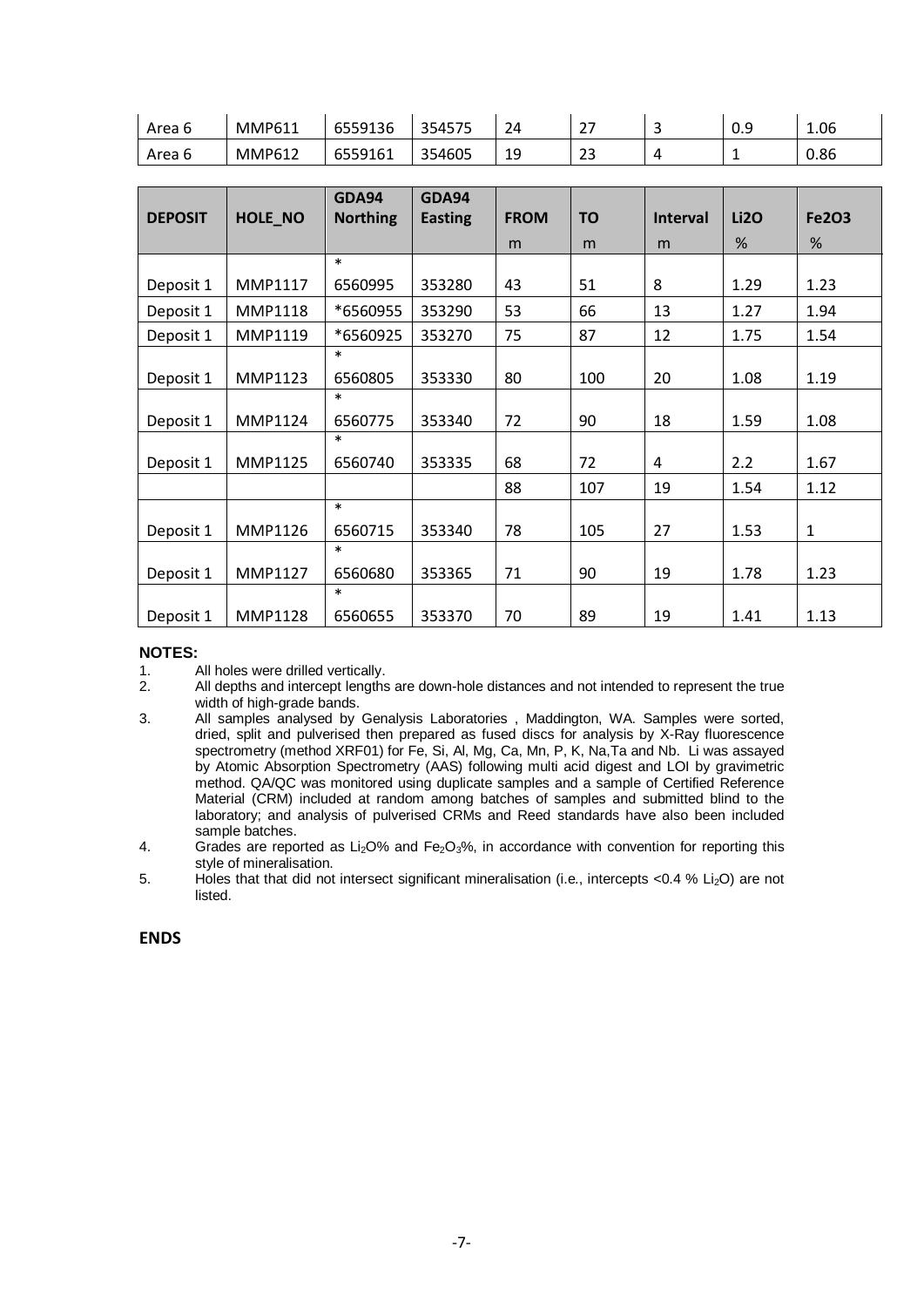| | | | | | | | | |
|---|---|---|---|---|---|---|---|---|
| Area 6 | MMP611 | 6559136 | 354575 | 24 | 27 | 3 | 0.9 | 1.06 |
| Area 6 | MMP612 | 6559161 | 354605 | 19 | 23 | 4 | 1 | 0.86 |

| DEPOSIT | HOLE_NO | GDA94 Northing | GDA94 Easting | FROM m | TO m | Interval m | Li2O % | Fe2O3 % |
|---|---|---|---|---|---|---|---|---|
| Deposit 1 | MMP1117 | * 6560995 | 353280 | 43 | 51 | 8 | 1.29 | 1.23 |
| Deposit 1 | MMP1118 | *6560955 | 353290 | 53 | 66 | 13 | 1.27 | 1.94 |
| Deposit 1 | MMP1119 | *6560925 | 353270 | 75 | 87 | 12 | 1.75 | 1.54 |
| Deposit 1 | MMP1123 | * 6560805 | 353330 | 80 | 100 | 20 | 1.08 | 1.19 |
| Deposit 1 | MMP1124 | * 6560775 | 353340 | 72 | 90 | 18 | 1.59 | 1.08 |
| Deposit 1 | MMP1125 | * 6560740 | 353335 | 68 | 72 | 4 | 2.2 | 1.67 |
| | | | | 88 | 107 | 19 | 1.54 | 1.12 |
| Deposit 1 | MMP1126 | * 6560715 | 353340 | 78 | 105 | 27 | 1.53 | 1 |
| Deposit 1 | MMP1127 | * 6560680 | 353365 | 71 | 90 | 19 | 1.78 | 1.23 |
| Deposit 1 | MMP1128 | * 6560655 | 353370 | 70 | 89 | 19 | 1.41 | 1.13 |

**NOTES:**

1. All holes were drilled vertically.
2. All depths and intercept lengths are down-hole distances and not intended to represent the true width of high-grade bands.
3. All samples analysed by Genalysis Laboratories , Maddington, WA. Samples were sorted, dried, split and pulverised then prepared as fused discs for analysis by X-Ray fluorescence spectrometry (method XRF01) for Fe, Si, Al, Mg, Ca, Mn, P, K, Na,Ta and Nb. Li was assayed by Atomic Absorption Spectrometry (AAS) following multi acid digest and LOI by gravimetric method. QA/QC was monitored using duplicate samples and a sample of Certified Reference Material (CRM) included at random among batches of samples and submitted blind to the laboratory; and analysis of pulverised CRMs and Reed standards have also been included sample batches.
4. Grades are reported as $Li_2O$% and $Fe_2O_3$%, in accordance with convention for reporting this style of mineralisation.
5. Holes that that did not intersect significant mineralisation (i.e., intercepts <0.4 % $Li_2O$) are not listed.

**ENDS**